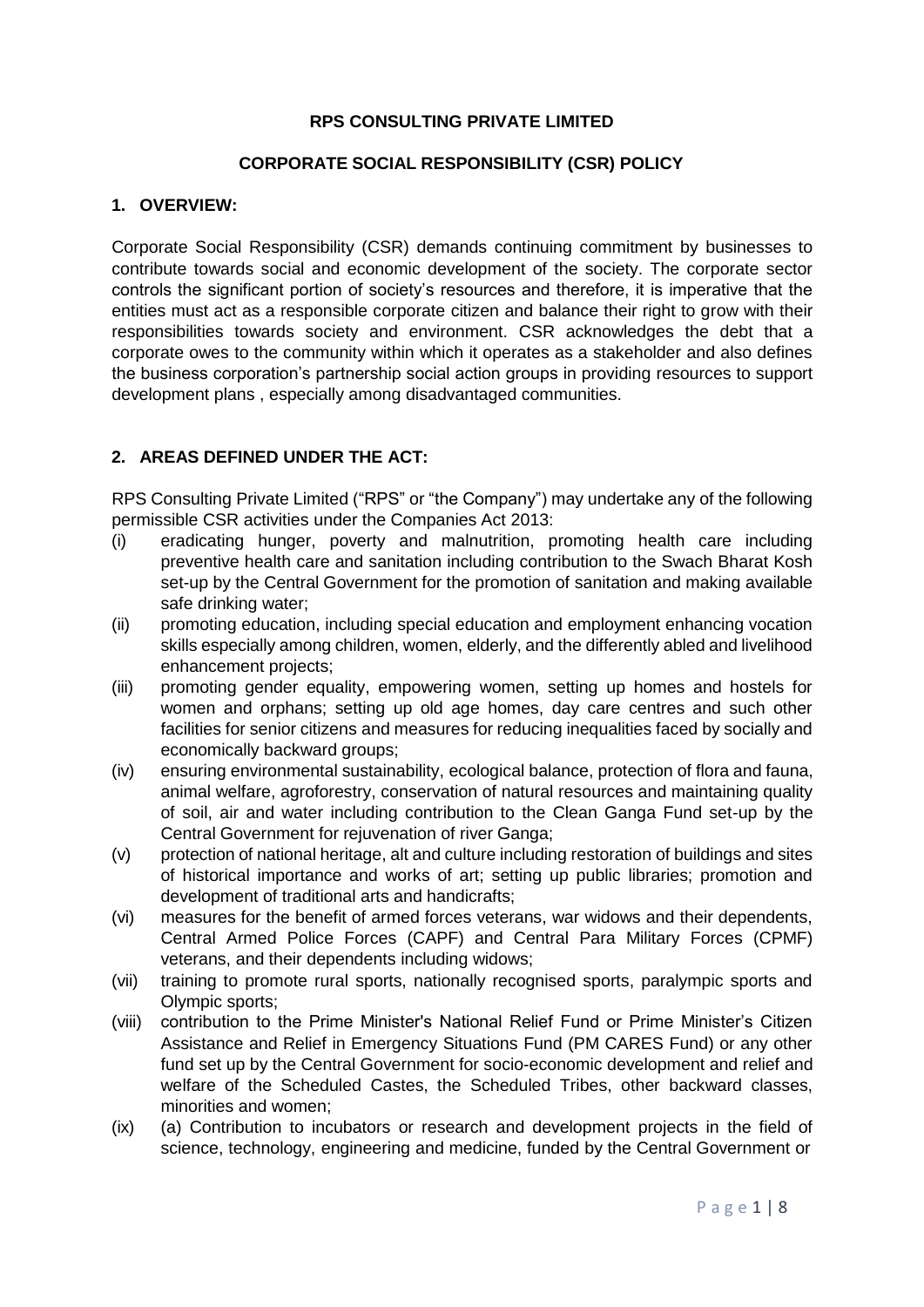**RPS CONSULTING PRIVATE LIMITED**

**CORPORATE SOCIAL RESPONSIBILITY (CSR) POLICY**

## 1. OVERVIEW:

Corporate Social Responsibility (CSR) demands continuing commitment by businesses to contribute towards social and economic development of the society. The corporate sector controls the significant portion of society's resources and therefore, it is imperative that the entities must act as a responsible corporate citizen and balance their right to grow with their responsibilities towards society and environment. CSR acknowledges the debt that a corporate owes to the community within which it operates as a stakeholder and also defines the business corporation's partnership social action groups in providing resources to support development plans , especially among disadvantaged communities.

## 2. AREAS DEFINED UNDER THE ACT:

RPS Consulting Private Limited ("RPS" or "the Company") may undertake any of the following permissible CSR activities under the Companies Act 2013:

(i) eradicating hunger, poverty and malnutrition, promoting health care including preventive health care and sanitation including contribution to the Swach Bharat Kosh set-up by the Central Government for the promotion of sanitation and making available safe drinking water;

(ii) promoting education, including special education and employment enhancing vocation skills especially among children, women, elderly, and the differently abled and livelihood enhancement projects;

(iii) promoting gender equality, empowering women, setting up homes and hostels for women and orphans; setting up old age homes, day care centres and such other facilities for senior citizens and measures for reducing inequalities faced by socially and economically backward groups;

(iv) ensuring environmental sustainability, ecological balance, protection of flora and fauna, animal welfare, agroforestry, conservation of natural resources and maintaining quality of soil, air and water including contribution to the Clean Ganga Fund set-up by the Central Government for rejuvenation of river Ganga;

(v) protection of national heritage, alt and culture including restoration of buildings and sites of historical importance and works of art; setting up public libraries; promotion and development of traditional arts and handicrafts;

(vi) measures for the benefit of armed forces veterans, war widows and their dependents, Central Armed Police Forces (CAPF) and Central Para Military Forces (CPMF) veterans, and their dependents including widows;

(vii) training to promote rural sports, nationally recognised sports, paralympic sports and Olympic sports;

(viii) contribution to the Prime Minister's National Relief Fund or Prime Minister's Citizen Assistance and Relief in Emergency Situations Fund (PM CARES Fund) or any other fund set up by the Central Government for socio-economic development and relief and welfare of the Scheduled Castes, the Scheduled Tribes, other backward classes, minorities and women;

(ix) (a) Contribution to incubators or research and development projects in the field of science, technology, engineering and medicine, funded by the Central Government or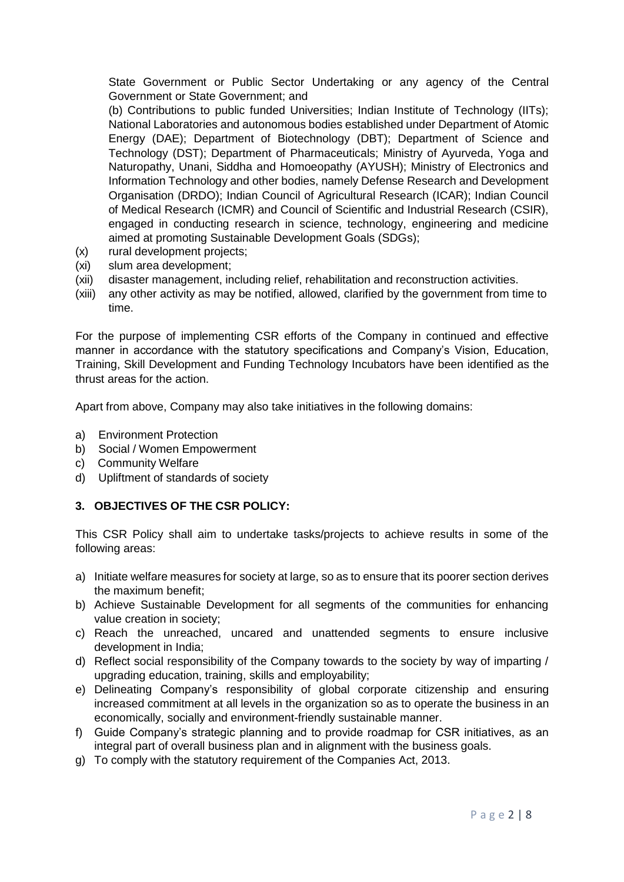State Government or Public Sector Undertaking or any agency of the Central Government or State Government; and

(b) Contributions to public funded Universities; Indian Institute of Technology (IITs); National Laboratories and autonomous bodies established under Department of Atomic Energy (DAE); Department of Biotechnology (DBT); Department of Science and Technology (DST); Department of Pharmaceuticals; Ministry of Ayurveda, Yoga and Naturopathy, Unani, Siddha and Homoeopathy (AYUSH); Ministry of Electronics and Information Technology and other bodies, namely Defense Research and Development Organisation (DRDO); Indian Council of Agricultural Research (ICAR); Indian Council of Medical Research (ICMR) and Council of Scientific and Industrial Research (CSIR), engaged in conducting research in science, technology, engineering and medicine aimed at promoting Sustainable Development Goals (SDGs);

(x) rural development projects;

(xi) slum area development;

(xii) disaster management, including relief, rehabilitation and reconstruction activities.

(xiii) any other activity as may be notified, allowed, clarified by the government from time to time.

For the purpose of implementing CSR efforts of the Company in continued and effective manner in accordance with the statutory specifications and Company's Vision, Education, Training, Skill Development and Funding Technology Incubators have been identified as the thrust areas for the action.

Apart from above, Company may also take initiatives in the following domains:

a) Environment Protection
b) Social / Women Empowerment
c) Community Welfare
d) Upliftment of standards of society

## 3. OBJECTIVES OF THE CSR POLICY:

This CSR Policy shall aim to undertake tasks/projects to achieve results in some of the following areas:

a) Initiate welfare measures for society at large, so as to ensure that its poorer section derives the maximum benefit;
b) Achieve Sustainable Development for all segments of the communities for enhancing value creation in society;
c) Reach the unreached, uncared and unattended segments to ensure inclusive development in India;
d) Reflect social responsibility of the Company towards to the society by way of imparting / upgrading education, training, skills and employability;
e) Delineating Company's responsibility of global corporate citizenship and ensuring increased commitment at all levels in the organization so as to operate the business in an economically, socially and environment-friendly sustainable manner.
f) Guide Company's strategic planning and to provide roadmap for CSR initiatives, as an integral part of overall business plan and in alignment with the business goals.
g) To comply with the statutory requirement of the Companies Act, 2013.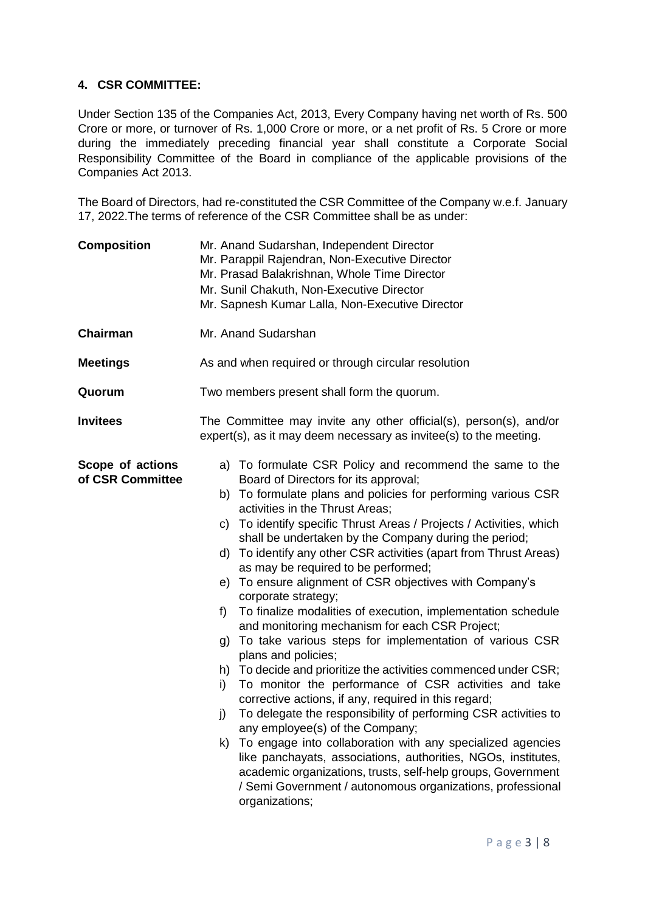## 4. CSR COMMITTEE:

Under Section 135 of the Companies Act, 2013, Every Company having net worth of Rs. 500 Crore or more, or turnover of Rs. 1,000 Crore or more, or a net profit of Rs. 5 Crore or more during the immediately preceding financial year shall constitute a Corporate Social Responsibility Committee of the Board in compliance of the applicable provisions of the Companies Act 2013.

The Board of Directors, had re-constituted the CSR Committee of the Company w.e.f. January 17, 2022.The terms of reference of the CSR Committee shall be as under:

| | |
|---|---|
| **Composition** | Mr. Anand Sudarshan, Independent Director<br>Mr. Parappil Rajendran, Non-Executive Director<br>Mr. Prasad Balakrishnan, Whole Time Director<br>Mr. Sunil Chakuth, Non-Executive Director<br>Mr. Sapnesh Kumar Lalla, Non-Executive Director |
| **Chairman** | Mr. Anand Sudarshan |
| **Meetings** | As and when required or through circular resolution |
| **Quorum** | Two members present shall form the quorum. |
| **Invitees** | The Committee may invite any other official(s), person(s), and/or expert(s), as it may deem necessary as invitee(s) to the meeting. |
| **Scope of actions of CSR Committee** | a) To formulate CSR Policy and recommend the same to the Board of Directors for its approval;<br>b) To formulate plans and policies for performing various CSR activities in the Thrust Areas;<br>c) To identify specific Thrust Areas / Projects / Activities, which shall be undertaken by the Company during the period;<br>d) To identify any other CSR activities (apart from Thrust Areas) as may be required to be performed;<br>e) To ensure alignment of CSR objectives with Company's corporate strategy;<br>f) To finalize modalities of execution, implementation schedule and monitoring mechanism for each CSR Project;<br>g) To take various steps for implementation of various CSR plans and policies;<br>h) To decide and prioritize the activities commenced under CSR;<br>i) To monitor the performance of CSR activities and take corrective actions, if any, required in this regard;<br>j) To delegate the responsibility of performing CSR activities to any employee(s) of the Company;<br>k) To engage into collaboration with any specialized agencies like panchayats, associations, authorities, NGOs, institutes, academic organizations, trusts, self-help groups, Government / Semi Government / autonomous organizations, professional organizations; |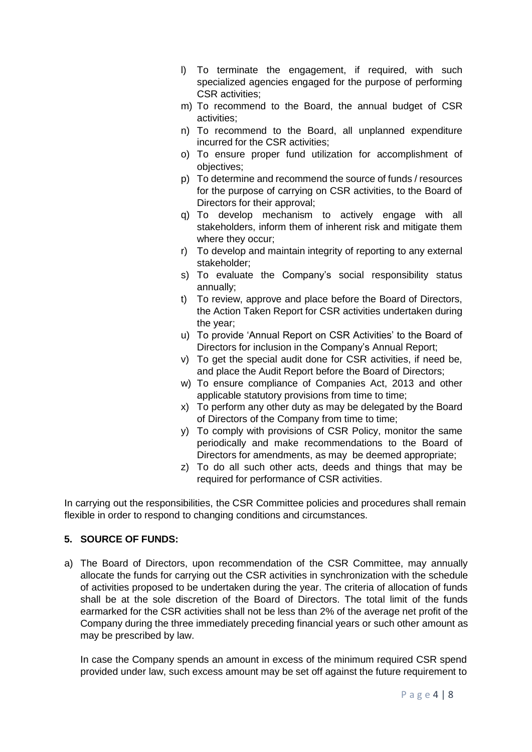l) To terminate the engagement, if required, with such specialized agencies engaged for the purpose of performing CSR activities;
m) To recommend to the Board, the annual budget of CSR activities;
n) To recommend to the Board, all unplanned expenditure incurred for the CSR activities;
o) To ensure proper fund utilization for accomplishment of objectives;
p) To determine and recommend the source of funds / resources for the purpose of carrying on CSR activities, to the Board of Directors for their approval;
q) To develop mechanism to actively engage with all stakeholders, inform them of inherent risk and mitigate them where they occur;
r) To develop and maintain integrity of reporting to any external stakeholder;
s) To evaluate the Company's social responsibility status annually;
t) To review, approve and place before the Board of Directors, the Action Taken Report for CSR activities undertaken during the year;
u) To provide 'Annual Report on CSR Activities' to the Board of Directors for inclusion in the Company's Annual Report;
v) To get the special audit done for CSR activities, if need be, and place the Audit Report before the Board of Directors;
w) To ensure compliance of Companies Act, 2013 and other applicable statutory provisions from time to time;
x) To perform any other duty as may be delegated by the Board of Directors of the Company from time to time;
y) To comply with provisions of CSR Policy, monitor the same periodically and make recommendations to the Board of Directors for amendments, as may be deemed appropriate;
z) To do all such other acts, deeds and things that may be required for performance of CSR activities.

In carrying out the responsibilities, the CSR Committee policies and procedures shall remain flexible in order to respond to changing conditions and circumstances.

## 5. SOURCE OF FUNDS:

a) The Board of Directors, upon recommendation of the CSR Committee, may annually allocate the funds for carrying out the CSR activities in synchronization with the schedule of activities proposed to be undertaken during the year. The criteria of allocation of funds shall be at the sole discretion of the Board of Directors. The total limit of the funds earmarked for the CSR activities shall not be less than 2% of the average net profit of the Company during the three immediately preceding financial years or such other amount as may be prescribed by law.

   In case the Company spends an amount in excess of the minimum required CSR spend provided under law, such excess amount may be set off against the future requirement to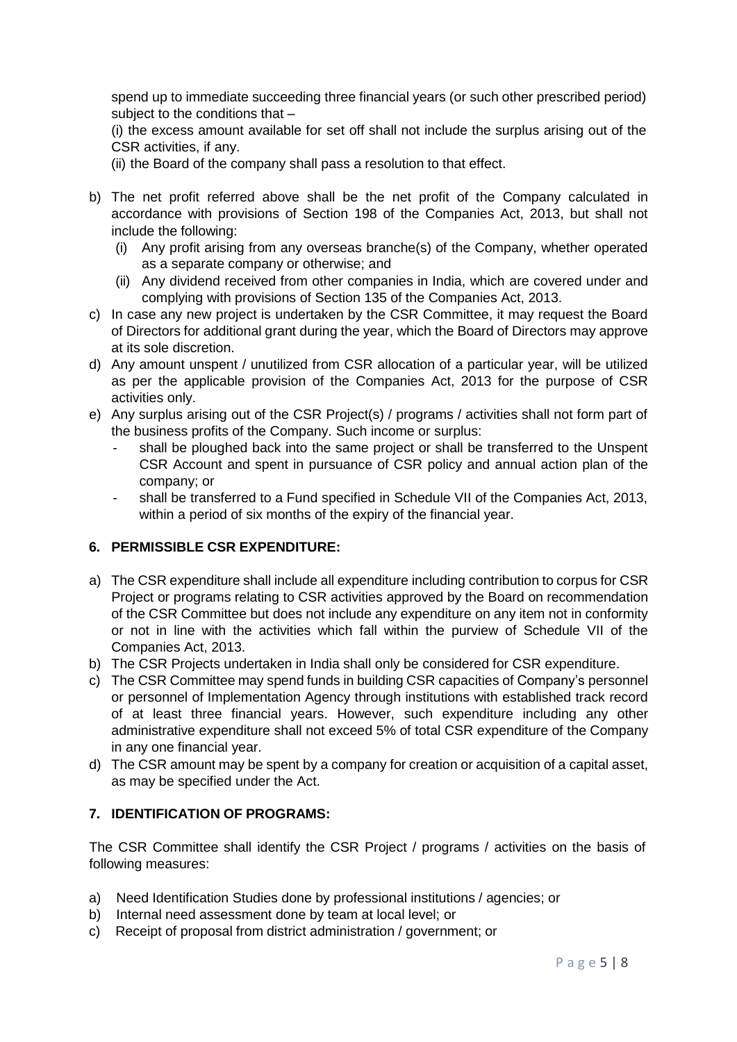spend up to immediate succeeding three financial years (or such other prescribed period) subject to the conditions that –

(i) the excess amount available for set off shall not include the surplus arising out of the CSR activities, if any.

(ii) the Board of the company shall pass a resolution to that effect.

b) The net profit referred above shall be the net profit of the Company calculated in accordance with provisions of Section 198 of the Companies Act, 2013, but shall not include the following:
   (i) Any profit arising from any overseas branche(s) of the Company, whether operated as a separate company or otherwise; and
   (ii) Any dividend received from other companies in India, which are covered under and complying with provisions of Section 135 of the Companies Act, 2013.
c) In case any new project is undertaken by the CSR Committee, it may request the Board of Directors for additional grant during the year, which the Board of Directors may approve at its sole discretion.
d) Any amount unspent / unutilized from CSR allocation of a particular year, will be utilized as per the applicable provision of the Companies Act, 2013 for the purpose of CSR activities only.
e) Any surplus arising out of the CSR Project(s) / programs / activities shall not form part of the business profits of the Company. Such income or surplus:
   - shall be ploughed back into the same project or shall be transferred to the Unspent CSR Account and spent in pursuance of CSR policy and annual action plan of the company; or
   - shall be transferred to a Fund specified in Schedule VII of the Companies Act, 2013, within a period of six months of the expiry of the financial year.

### 6. PERMISSIBLE CSR EXPENDITURE:

a) The CSR expenditure shall include all expenditure including contribution to corpus for CSR Project or programs relating to CSR activities approved by the Board on recommendation of the CSR Committee but does not include any expenditure on any item not in conformity or not in line with the activities which fall within the purview of Schedule VII of the Companies Act, 2013.
b) The CSR Projects undertaken in India shall only be considered for CSR expenditure.
c) The CSR Committee may spend funds in building CSR capacities of Company's personnel or personnel of Implementation Agency through institutions with established track record of at least three financial years. However, such expenditure including any other administrative expenditure shall not exceed 5% of total CSR expenditure of the Company in any one financial year.
d) The CSR amount may be spent by a company for creation or acquisition of a capital asset, as may be specified under the Act.

### 7. IDENTIFICATION OF PROGRAMS:

The CSR Committee shall identify the CSR Project / programs / activities on the basis of following measures:

a) Need Identification Studies done by professional institutions / agencies; or
b) Internal need assessment done by team at local level; or
c) Receipt of proposal from district administration / government; or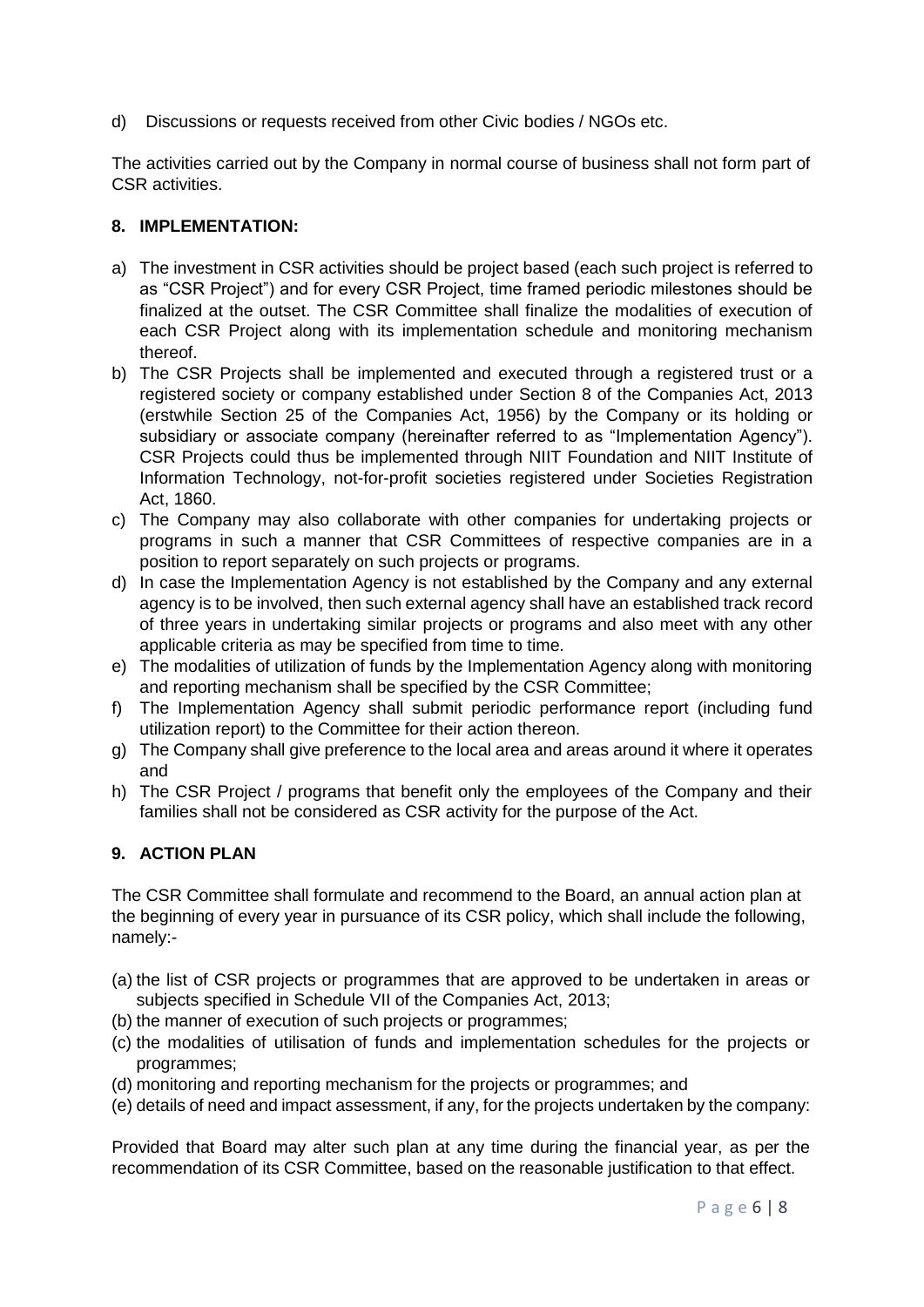d) Discussions or requests received from other Civic bodies / NGOs etc.

The activities carried out by the Company in normal course of business shall not form part of CSR activities.

## 8. IMPLEMENTATION:

a) The investment in CSR activities should be project based (each such project is referred to as "CSR Project") and for every CSR Project, time framed periodic milestones should be finalized at the outset. The CSR Committee shall finalize the modalities of execution of each CSR Project along with its implementation schedule and monitoring mechanism thereof.
b) The CSR Projects shall be implemented and executed through a registered trust or a registered society or company established under Section 8 of the Companies Act, 2013 (erstwhile Section 25 of the Companies Act, 1956) by the Company or its holding or subsidiary or associate company (hereinafter referred to as "Implementation Agency"). CSR Projects could thus be implemented through NIIT Foundation and NIIT Institute of Information Technology, not-for-profit societies registered under Societies Registration Act, 1860.
c) The Company may also collaborate with other companies for undertaking projects or programs in such a manner that CSR Committees of respective companies are in a position to report separately on such projects or programs.
d) In case the Implementation Agency is not established by the Company and any external agency is to be involved, then such external agency shall have an established track record of three years in undertaking similar projects or programs and also meet with any other applicable criteria as may be specified from time to time.
e) The modalities of utilization of funds by the Implementation Agency along with monitoring and reporting mechanism shall be specified by the CSR Committee;
f) The Implementation Agency shall submit periodic performance report (including fund utilization report) to the Committee for their action thereon.
g) The Company shall give preference to the local area and areas around it where it operates and
h) The CSR Project / programs that benefit only the employees of the Company and their families shall not be considered as CSR activity for the purpose of the Act.

## 9. ACTION PLAN

The CSR Committee shall formulate and recommend to the Board, an annual action plan at the beginning of every year in pursuance of its CSR policy, which shall include the following, namely:-

(a) the list of CSR projects or programmes that are approved to be undertaken in areas or subjects specified in Schedule VII of the Companies Act, 2013;
(b) the manner of execution of such projects or programmes;
(c) the modalities of utilisation of funds and implementation schedules for the projects or programmes;
(d) monitoring and reporting mechanism for the projects or programmes; and
(e) details of need and impact assessment, if any, for the projects undertaken by the company:

Provided that Board may alter such plan at any time during the financial year, as per the recommendation of its CSR Committee, based on the reasonable justification to that effect.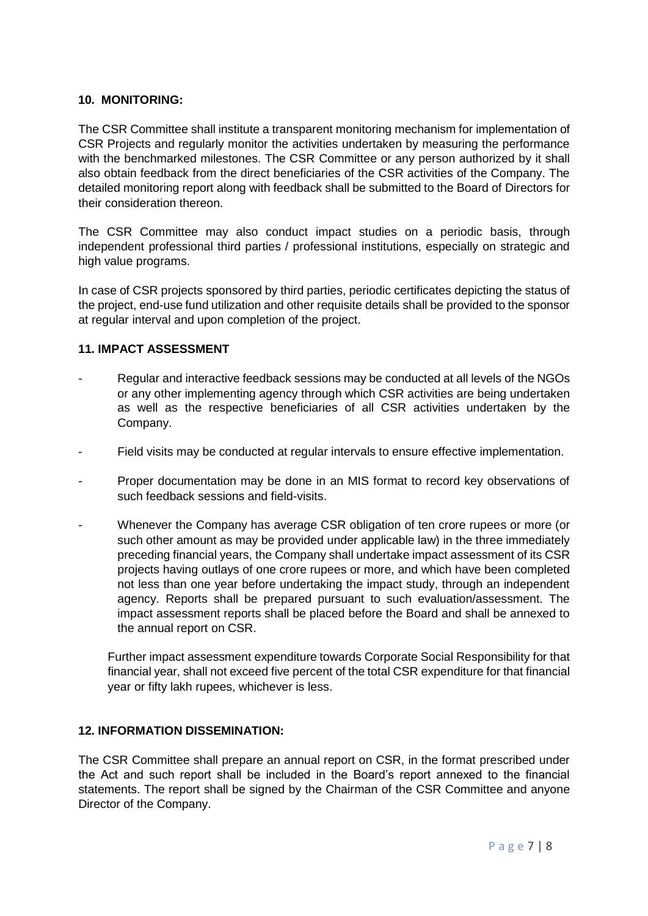## 10. MONITORING:

The CSR Committee shall institute a transparent monitoring mechanism for implementation of CSR Projects and regularly monitor the activities undertaken by measuring the performance with the benchmarked milestones. The CSR Committee or any person authorized by it shall also obtain feedback from the direct beneficiaries of the CSR activities of the Company. The detailed monitoring report along with feedback shall be submitted to the Board of Directors for their consideration thereon.

The CSR Committee may also conduct impact studies on a periodic basis, through independent professional third parties / professional institutions, especially on strategic and high value programs.

In case of CSR projects sponsored by third parties, periodic certificates depicting the status of the project, end-use fund utilization and other requisite details shall be provided to the sponsor at regular interval and upon completion of the project.

## 11. IMPACT ASSESSMENT

- Regular and interactive feedback sessions may be conducted at all levels of the NGOs or any other implementing agency through which CSR activities are being undertaken as well as the respective beneficiaries of all CSR activities undertaken by the Company.
- Field visits may be conducted at regular intervals to ensure effective implementation.
- Proper documentation may be done in an MIS format to record key observations of such feedback sessions and field-visits.
- Whenever the Company has average CSR obligation of ten crore rupees or more (or such other amount as may be provided under applicable law) in the three immediately preceding financial years, the Company shall undertake impact assessment of its CSR projects having outlays of one crore rupees or more, and which have been completed not less than one year before undertaking the impact study, through an independent agency. Reports shall be prepared pursuant to such evaluation/assessment. The impact assessment reports shall be placed before the Board and shall be annexed to the annual report on CSR.

  Further impact assessment expenditure towards Corporate Social Responsibility for that financial year, shall not exceed five percent of the total CSR expenditure for that financial year or fifty lakh rupees, whichever is less.

## 12. INFORMATION DISSEMINATION:

The CSR Committee shall prepare an annual report on CSR, in the format prescribed under the Act and such report shall be included in the Board's report annexed to the financial statements. The report shall be signed by the Chairman of the CSR Committee and anyone Director of the Company.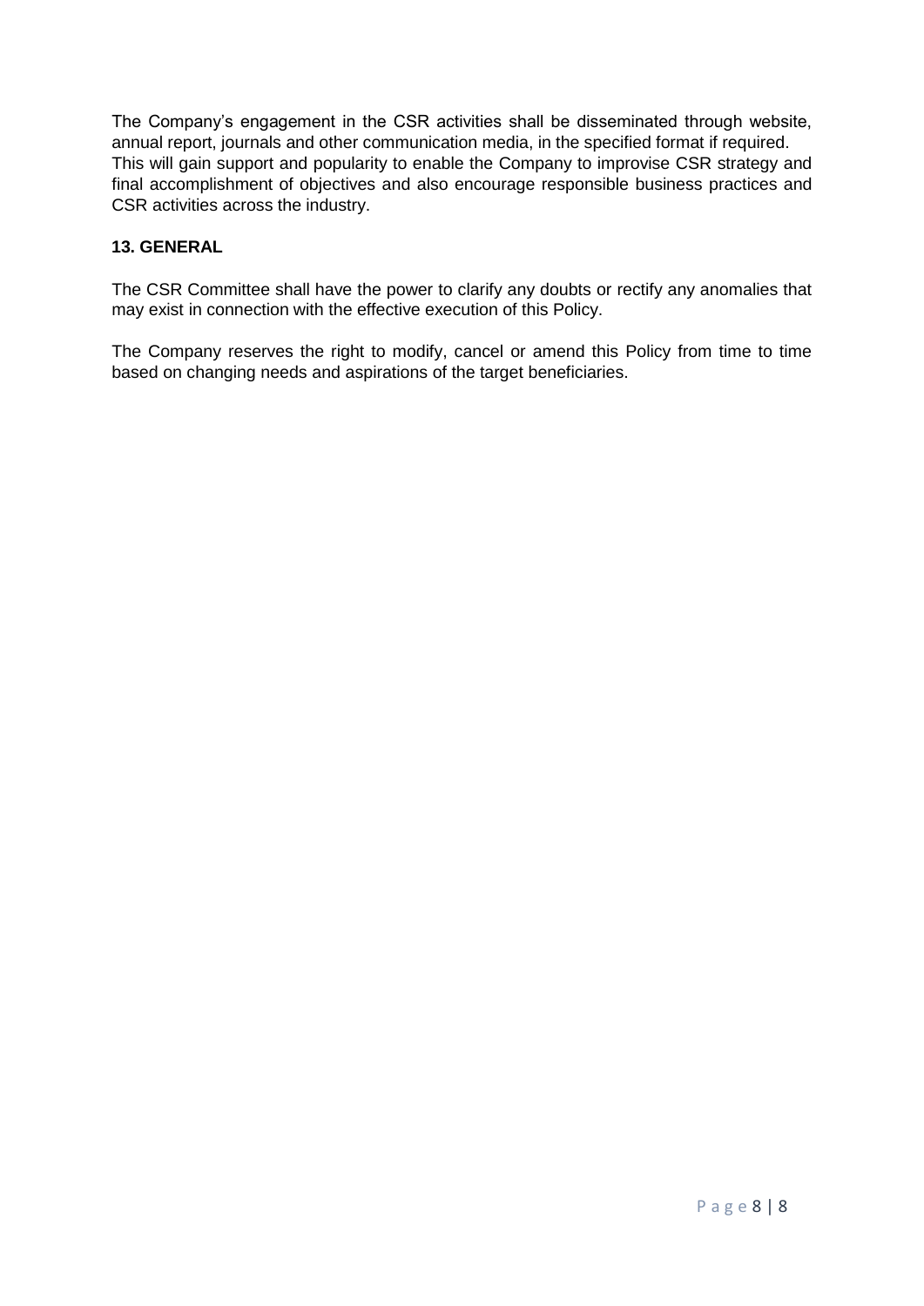The Company's engagement in the CSR activities shall be disseminated through website, annual report, journals and other communication media, in the specified format if required. This will gain support and popularity to enable the Company to improvise CSR strategy and final accomplishment of objectives and also encourage responsible business practices and CSR activities across the industry.

**13. GENERAL**

The CSR Committee shall have the power to clarify any doubts or rectify any anomalies that may exist in connection with the effective execution of this Policy.

The Company reserves the right to modify, cancel or amend this Policy from time to time based on changing needs and aspirations of the target beneficiaries.